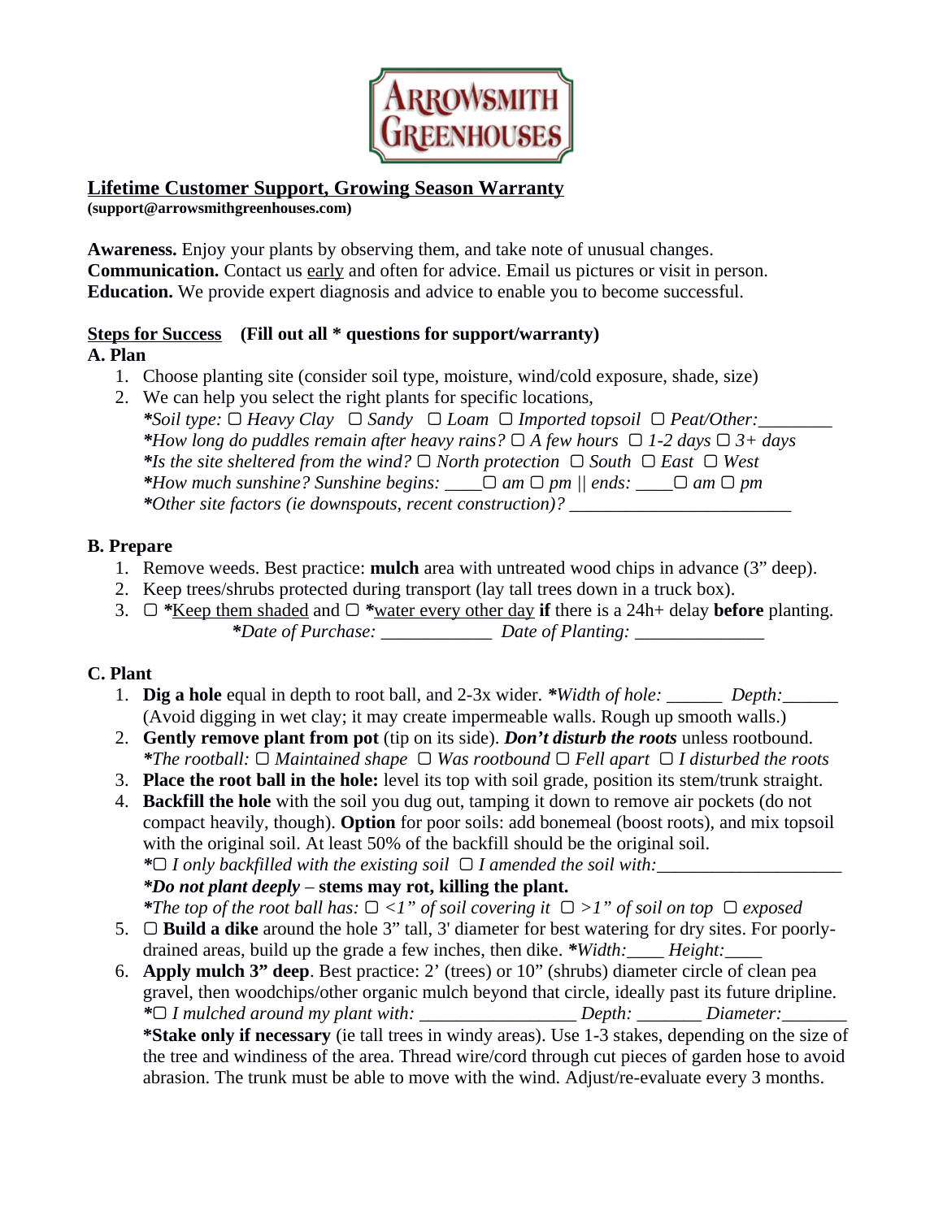ARROWSMITH GREENHOUSES

## Lifetime Customer Support, Growing Season Warranty

**(support@arrowsmithgreenhouses.com)**

**Awareness.** Enjoy your plants by observing them, and take note of unusual changes.
**Communication.** Contact us early and often for advice. Email us pictures or visit in person.
**Education.** We provide expert diagnosis and advice to enable you to become successful.

**Steps for Success (Fill out all * questions for support/warranty)**

### A. Plan

1. Choose planting site (consider soil type, moisture, wind/cold exposure, shade, size)
2. We can help you select the right plants for specific locations,
   *\*Soil type:* ▢ *Heavy Clay* ▢ *Sandy* ▢ *Loam* ▢ *Imported topsoil* ▢ *Peat/Other:________*
   *\*How long do puddles remain after heavy rains?* ▢ *A few hours* ▢ *1-2 days* ▢ *3+ days*
   *\*Is the site sheltered from the wind?* ▢ *North protection* ▢ *South* ▢ *East* ▢ *West*
   *\*How much sunshine? Sunshine begins: ____*▢ *am* ▢ *pm || ends: ____*▢ *am* ▢ *pm*
   *\*Other site factors (ie downspouts, recent construction)? ________________________*

### B. Prepare

1. Remove weeds. Best practice: **mulch** area with untreated wood chips in advance (3" deep).
2. Keep trees/shrubs protected during transport (lay tall trees down in a truck box).
3. ▢ **\***Keep them shaded and ▢ **\***water every other day **if** there is a 24h+ delay **before** planting.
   *\*Date of Purchase: ____________ Date of Planting: ______________*

### C. Plant

1. **Dig a hole** equal in depth to root ball, and 2-3x wider. *\*Width of hole: ______ Depth:______*
   (Avoid digging in wet clay; it may create impermeable walls. Rough up smooth walls.)
2. **Gently remove plant from pot** (tip on its side). ***Don't disturb the roots*** unless rootbound.
   *\*The rootball:* ▢ *Maintained shape* ▢ *Was rootbound* ▢ *Fell apart* ▢ *I disturbed the roots*
3. **Place the root ball in the hole:** level its top with soil grade, position its stem/trunk straight.
4. **Backfill the hole** with the soil you dug out, tamping it down to remove air pockets (do not compact heavily, though). **Option** for poor soils: add bonemeal (boost roots), and mix topsoil with the original soil. At least 50% of the backfill should be the original soil.
   *\**▢ *I only backfilled with the existing soil* ▢ *I amended the soil with:____________________*
   ***\*Do not plant deeply*** **– stems may rot, killing the plant.**
   *\*The top of the root ball has:* ▢ *<1" of soil covering it* ▢ *>1" of soil on top* ▢ *exposed*
5. ▢ **Build a dike** around the hole 3" tall, 3' diameter for best watering for dry sites. For poorly-drained areas, build up the grade a few inches, then dike. *\*Width:____ Height:____*
6. **Apply mulch 3" deep**. Best practice: 2' (trees) or 10" (shrubs) diameter circle of clean pea gravel, then woodchips/other organic mulch beyond that circle, ideally past its future dripline.
   *\**▢ *I mulched around my plant with: _________________ Depth: _______ Diameter:_______*
   **\*Stake only if necessary** (ie tall trees in windy areas). Use 1-3 stakes, depending on the size of the tree and windiness of the area. Thread wire/cord through cut pieces of garden hose to avoid abrasion. The trunk must be able to move with the wind. Adjust/re-evaluate every 3 months.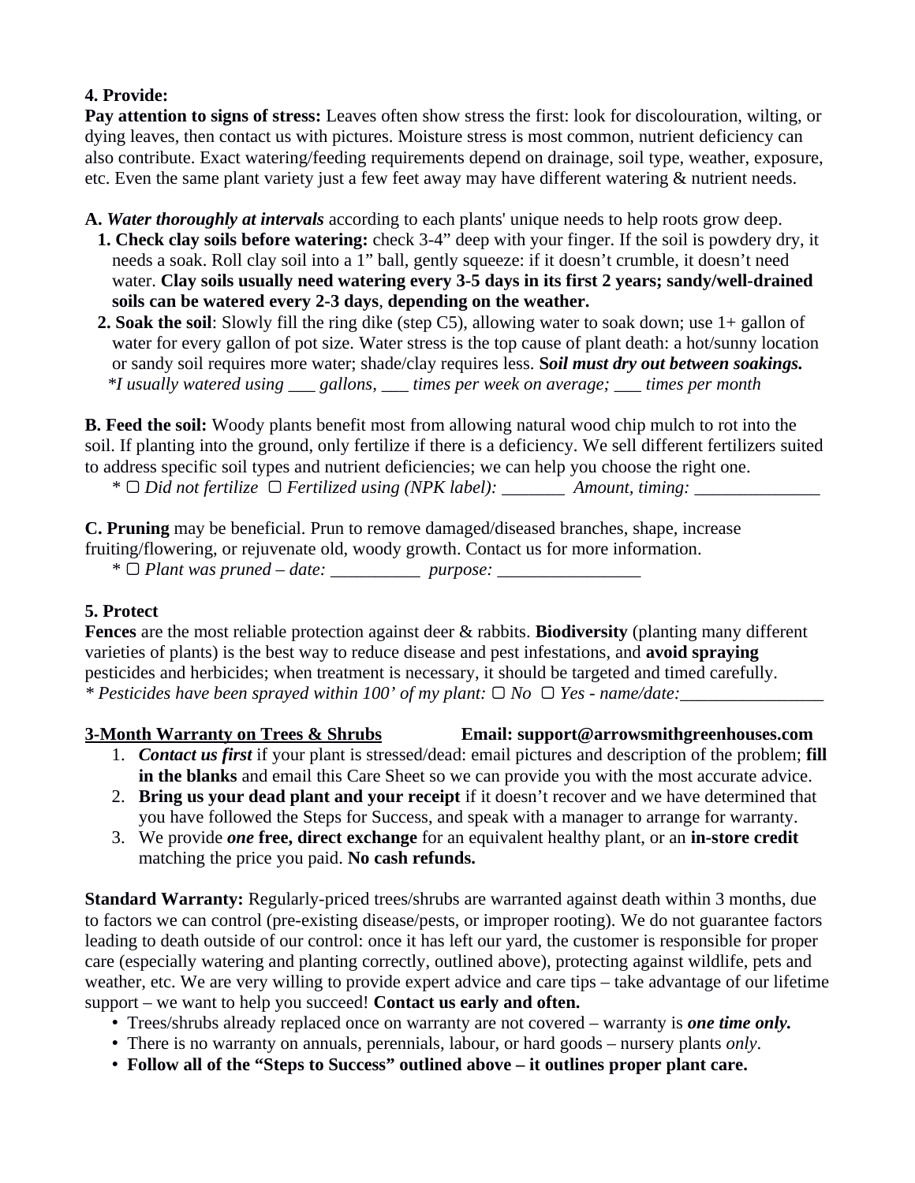**4. Provide:**

**Pay attention to signs of stress:** Leaves often show stress the first: look for discolouration, wilting, or dying leaves, then contact us with pictures. Moisture stress is most common, nutrient deficiency can also contribute. Exact watering/feeding requirements depend on drainage, soil type, weather, exposure, etc. Even the same plant variety just a few feet away may have different watering & nutrient needs.

**A.** ***Water thoroughly at intervals*** according to each plants' unique needs to help roots grow deep.

1. **Check clay soils before watering:** check 3-4" deep with your finger. If the soil is powdery dry, it needs a soak. Roll clay soil into a 1" ball, gently squeeze: if it doesn't crumble, it doesn't need water. **Clay soils usually need watering every 3-5 days in its first 2 years; sandy/well-drained soils can be watered every 2-3 days**, **depending on the weather.**
2. **Soak the soil**: Slowly fill the ring dike (step C5), allowing water to soak down; use 1+ gallon of water for every gallon of pot size. Water stress is the top cause of plant death: a hot/sunny location or sandy soil requires more water; shade/clay requires less. **S*oil must dry out between soakings.***

   *\*I usually watered using ___ gallons, ___ times per week on average; ___ times per month*

**B. Feed the soil:** Woody plants benefit most from allowing natural wood chip mulch to rot into the soil. If planting into the ground, only fertilize if there is a deficiency. We sell different fertilizers suited to address specific soil types and nutrient deficiencies; we can help you choose the right one.

*\* ▢ Did not fertilize ▢ Fertilized using (NPK label): _______ Amount, timing: ______________*

**C. Pruning** may be beneficial. Prun to remove damaged/diseased branches, shape, increase fruiting/flowering, or rejuvenate old, woody growth. Contact us for more information.

*\* ▢ Plant was pruned – date: __________ purpose: ________________*

**5. Protect**

**Fences** are the most reliable protection against deer & rabbits. **Biodiversity** (planting many different varieties of plants) is the best way to reduce disease and pest infestations, and **avoid spraying** pesticides and herbicides; when treatment is necessary, it should be targeted and timed carefully.

*\* Pesticides have been sprayed within 100' of my plant: ▢ No ▢ Yes - name/date:________________*

**3-Month Warranty on Trees & Shrubs** **Email: support@arrowsmithgreenhouses.com**

1. ***Contact us first*** if your plant is stressed/dead: email pictures and description of the problem; **fill in the blanks** and email this Care Sheet so we can provide you with the most accurate advice.
2. **Bring us your dead plant and your receipt** if it doesn't recover and we have determined that you have followed the Steps for Success, and speak with a manager to arrange for warranty.
3. We provide ***one*** **free, direct exchange** for an equivalent healthy plant, or an **in-store credit** matching the price you paid. **No cash refunds.**

**Standard Warranty:** Regularly-priced trees/shrubs are warranted against death within 3 months, due to factors we can control (pre-existing disease/pests, or improper rooting). We do not guarantee factors leading to death outside of our control: once it has left our yard, the customer is responsible for proper care (especially watering and planting correctly, outlined above), protecting against wildlife, pets and weather, etc. We are very willing to provide expert advice and care tips – take advantage of our lifetime support – we want to help you succeed! **Contact us early and often.**

- Trees/shrubs already replaced once on warranty are not covered – warranty is ***one time only.***
- There is no warranty on annuals, perennials, labour, or hard goods – nursery plants *only*.
- **Follow all of the "Steps to Success" outlined above – it outlines proper plant care.**